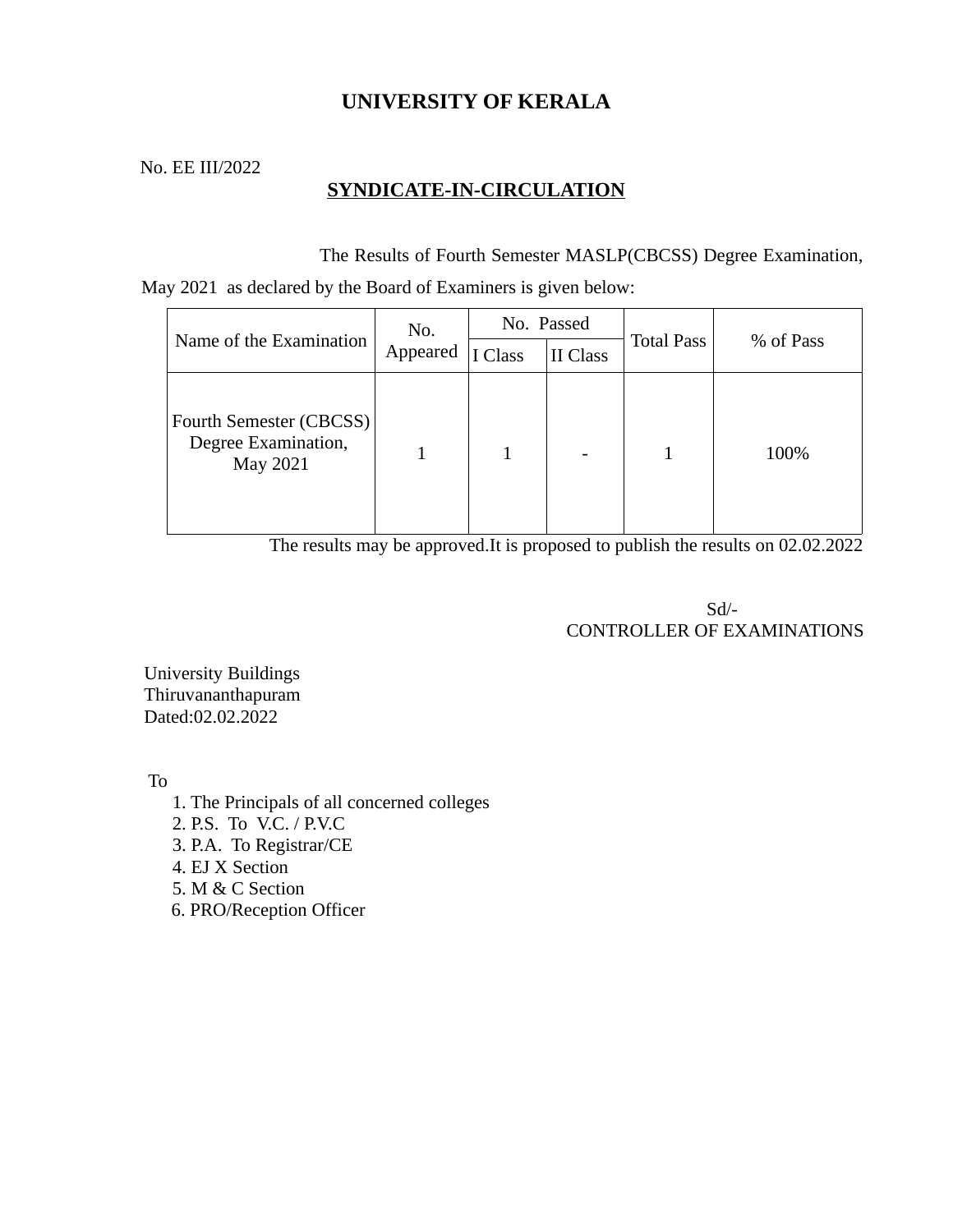# UNIVERSITY OF KERALA

No. EE III/2022

## SYNDICATE-IN-CIRCULATION

The Results of Fourth Semester MASLP(CBCSS) Degree Examination, May 2021 as declared by the Board of Examiners is given below:

| Name of the Examination | No. Appeared | No. Passed | | Total Pass | % of Pass |
|---|---|---|---|---|---|
| | | I Class | II Class | | |
| Fourth Semester (CBCSS) Degree Examination, May 2021 | 1 | 1 | - | 1 | 100% |

The results may be approved.It is proposed to publish the results on 02.02.2022

Sd/-
CONTROLLER OF EXAMINATIONS

University Buildings
Thiruvananthapuram
Dated:02.02.2022

To

1. The Principals of all concerned colleges
2. P.S. To V.C. / P.V.C
3. P.A. To Registrar/CE
4. EJ X Section
5. M & C Section
6. PRO/Reception Officer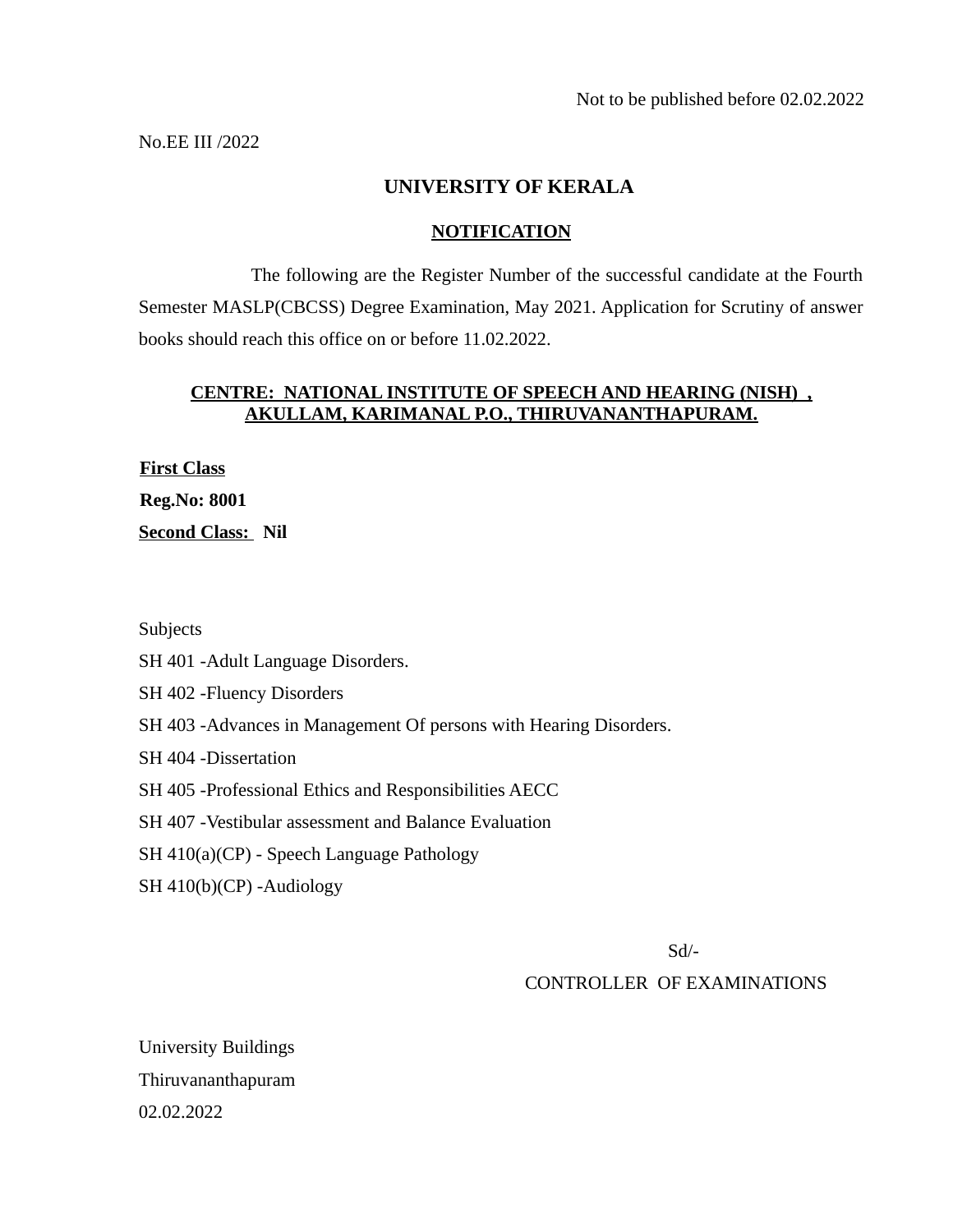Not to be published before 02.02.2022

No.EE III /2022

# UNIVERSITY OF KERALA

## NOTIFICATION

The following are the Register Number of the successful candidate at the Fourth Semester MASLP(CBCSS) Degree Examination, May 2021. Application for Scrutiny of answer books should reach this office on or before 11.02.2022.

### CENTRE: NATIONAL INSTITUTE OF SPEECH AND HEARING (NISH) , AKULLAM, KARIMANAL P.O., THIRUVANANTHAPURAM.

**First Class**

**Reg.No: 8001**

**Second Class: Nil**

Subjects

SH 401 -Adult Language Disorders.

SH 402 -Fluency Disorders

SH 403 -Advances in Management Of persons with Hearing Disorders.

SH 404 -Dissertation

SH 405 -Professional Ethics and Responsibilities AECC

SH 407 -Vestibular assessment and Balance Evaluation

SH 410(a)(CP) - Speech Language Pathology

SH 410(b)(CP) -Audiology

Sd/-

CONTROLLER OF EXAMINATIONS

University Buildings

Thiruvananthapuram

02.02.2022